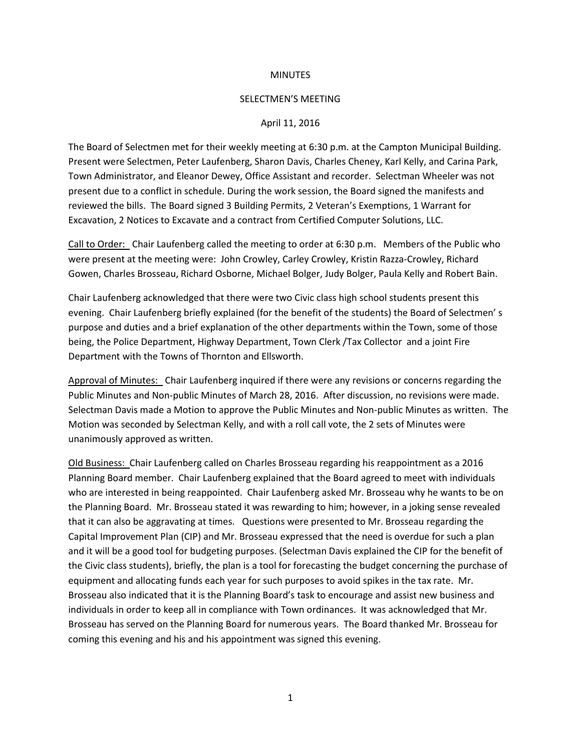MINUTES

SELECTMEN'S MEETING

April 11, 2016

The Board of Selectmen met for their weekly meeting at 6:30 p.m. at the Campton Municipal Building. Present were Selectmen, Peter Laufenberg, Sharon Davis, Charles Cheney, Karl Kelly, and Carina Park, Town Administrator, and Eleanor Dewey, Office Assistant and recorder. Selectman Wheeler was not present due to a conflict in schedule. During the work session, the Board signed the manifests and reviewed the bills. The Board signed 3 Building Permits, 2 Veteran's Exemptions, 1 Warrant for Excavation, 2 Notices to Excavate and a contract from Certified Computer Solutions, LLC.

Call to Order: Chair Laufenberg called the meeting to order at 6:30 p.m. Members of the Public who were present at the meeting were: John Crowley, Carley Crowley, Kristin Razza-Crowley, Richard Gowen, Charles Brosseau, Richard Osborne, Michael Bolger, Judy Bolger, Paula Kelly and Robert Bain.

Chair Laufenberg acknowledged that there were two Civic class high school students present this evening. Chair Laufenberg briefly explained (for the benefit of the students) the Board of Selectmen' s purpose and duties and a brief explanation of the other departments within the Town, some of those being, the Police Department, Highway Department, Town Clerk /Tax Collector and a joint Fire Department with the Towns of Thornton and Ellsworth.

Approval of Minutes: Chair Laufenberg inquired if there were any revisions or concerns regarding the Public Minutes and Non-public Minutes of March 28, 2016. After discussion, no revisions were made. Selectman Davis made a Motion to approve the Public Minutes and Non-public Minutes as written. The Motion was seconded by Selectman Kelly, and with a roll call vote, the 2 sets of Minutes were unanimously approved as written.

Old Business: Chair Laufenberg called on Charles Brosseau regarding his reappointment as a 2016 Planning Board member. Chair Laufenberg explained that the Board agreed to meet with individuals who are interested in being reappointed. Chair Laufenberg asked Mr. Brosseau why he wants to be on the Planning Board. Mr. Brosseau stated it was rewarding to him; however, in a joking sense revealed that it can also be aggravating at times. Questions were presented to Mr. Brosseau regarding the Capital Improvement Plan (CIP) and Mr. Brosseau expressed that the need is overdue for such a plan and it will be a good tool for budgeting purposes. (Selectman Davis explained the CIP for the benefit of the Civic class students), briefly, the plan is a tool for forecasting the budget concerning the purchase of equipment and allocating funds each year for such purposes to avoid spikes in the tax rate. Mr. Brosseau also indicated that it is the Planning Board's task to encourage and assist new business and individuals in order to keep all in compliance with Town ordinances. It was acknowledged that Mr. Brosseau has served on the Planning Board for numerous years. The Board thanked Mr. Brosseau for coming this evening and his and his appointment was signed this evening.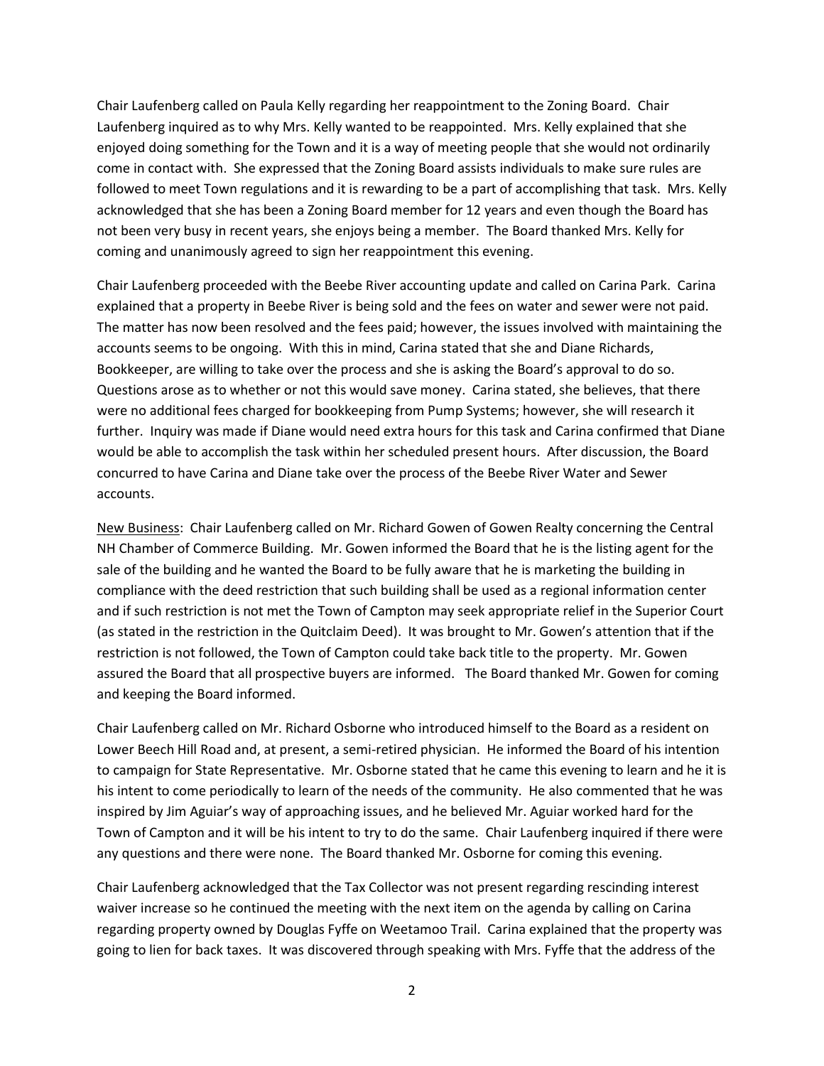Chair Laufenberg called on Paula Kelly regarding her reappointment to the Zoning Board. Chair Laufenberg inquired as to why Mrs. Kelly wanted to be reappointed. Mrs. Kelly explained that she enjoyed doing something for the Town and it is a way of meeting people that she would not ordinarily come in contact with. She expressed that the Zoning Board assists individuals to make sure rules are followed to meet Town regulations and it is rewarding to be a part of accomplishing that task. Mrs. Kelly acknowledged that she has been a Zoning Board member for 12 years and even though the Board has not been very busy in recent years, she enjoys being a member. The Board thanked Mrs. Kelly for coming and unanimously agreed to sign her reappointment this evening.

Chair Laufenberg proceeded with the Beebe River accounting update and called on Carina Park. Carina explained that a property in Beebe River is being sold and the fees on water and sewer were not paid. The matter has now been resolved and the fees paid; however, the issues involved with maintaining the accounts seems to be ongoing. With this in mind, Carina stated that she and Diane Richards, Bookkeeper, are willing to take over the process and she is asking the Board's approval to do so. Questions arose as to whether or not this would save money. Carina stated, she believes, that there were no additional fees charged for bookkeeping from Pump Systems; however, she will research it further. Inquiry was made if Diane would need extra hours for this task and Carina confirmed that Diane would be able to accomplish the task within her scheduled present hours. After discussion, the Board concurred to have Carina and Diane take over the process of the Beebe River Water and Sewer accounts.

<u>New Business</u>: Chair Laufenberg called on Mr. Richard Gowen of Gowen Realty concerning the Central NH Chamber of Commerce Building. Mr. Gowen informed the Board that he is the listing agent for the sale of the building and he wanted the Board to be fully aware that he is marketing the building in compliance with the deed restriction that such building shall be used as a regional information center and if such restriction is not met the Town of Campton may seek appropriate relief in the Superior Court (as stated in the restriction in the Quitclaim Deed). It was brought to Mr. Gowen's attention that if the restriction is not followed, the Town of Campton could take back title to the property. Mr. Gowen assured the Board that all prospective buyers are informed. The Board thanked Mr. Gowen for coming and keeping the Board informed.

Chair Laufenberg called on Mr. Richard Osborne who introduced himself to the Board as a resident on Lower Beech Hill Road and, at present, a semi-retired physician. He informed the Board of his intention to campaign for State Representative. Mr. Osborne stated that he came this evening to learn and he it is his intent to come periodically to learn of the needs of the community. He also commented that he was inspired by Jim Aguiar's way of approaching issues, and he believed Mr. Aguiar worked hard for the Town of Campton and it will be his intent to try to do the same. Chair Laufenberg inquired if there were any questions and there were none. The Board thanked Mr. Osborne for coming this evening.

Chair Laufenberg acknowledged that the Tax Collector was not present regarding rescinding interest waiver increase so he continued the meeting with the next item on the agenda by calling on Carina regarding property owned by Douglas Fyffe on Weetamoo Trail. Carina explained that the property was going to lien for back taxes. It was discovered through speaking with Mrs. Fyffe that the address of the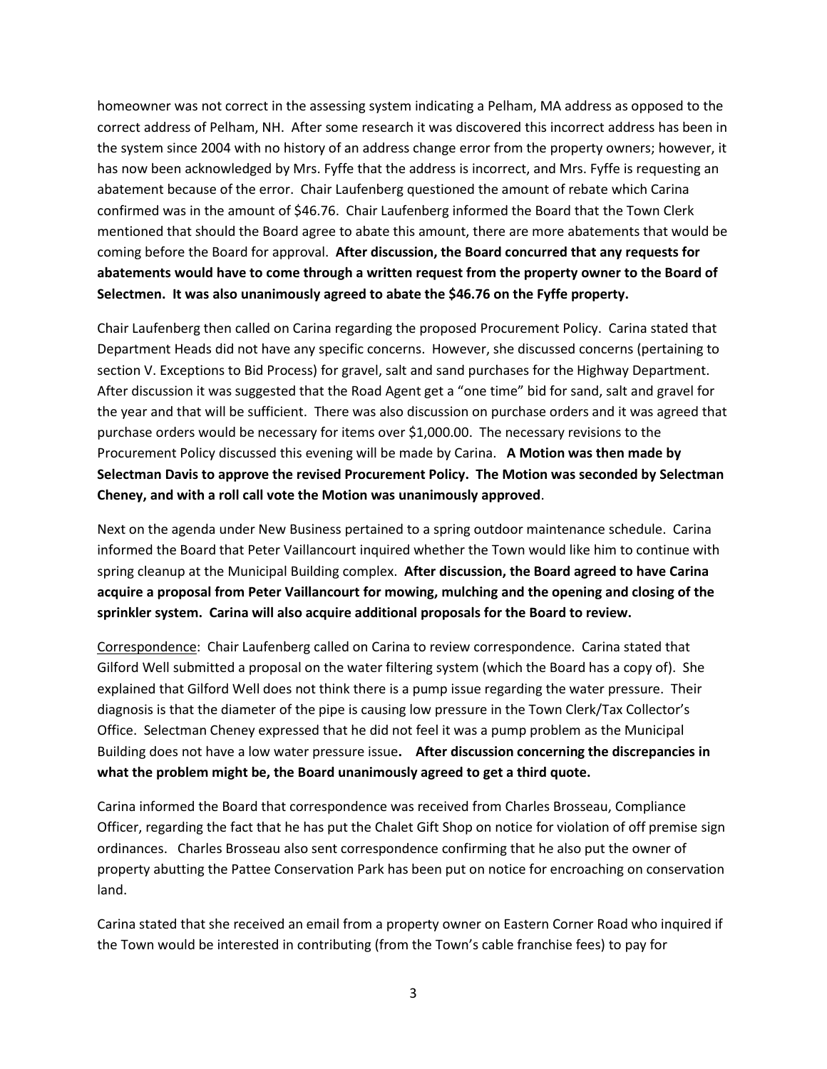homeowner was not correct in the assessing system indicating a Pelham, MA address as opposed to the correct address of Pelham, NH. After some research it was discovered this incorrect address has been in the system since 2004 with no history of an address change error from the property owners; however, it has now been acknowledged by Mrs. Fyffe that the address is incorrect, and Mrs. Fyffe is requesting an abatement because of the error. Chair Laufenberg questioned the amount of rebate which Carina confirmed was in the amount of $46.76. Chair Laufenberg informed the Board that the Town Clerk mentioned that should the Board agree to abate this amount, there are more abatements that would be coming before the Board for approval. **After discussion, the Board concurred that any requests for abatements would have to come through a written request from the property owner to the Board of Selectmen. It was also unanimously agreed to abate the $46.76 on the Fyffe property.**

Chair Laufenberg then called on Carina regarding the proposed Procurement Policy. Carina stated that Department Heads did not have any specific concerns. However, she discussed concerns (pertaining to section V. Exceptions to Bid Process) for gravel, salt and sand purchases for the Highway Department. After discussion it was suggested that the Road Agent get a "one time" bid for sand, salt and gravel for the year and that will be sufficient. There was also discussion on purchase orders and it was agreed that purchase orders would be necessary for items over $1,000.00. The necessary revisions to the Procurement Policy discussed this evening will be made by Carina. **A Motion was then made by Selectman Davis to approve the revised Procurement Policy. The Motion was seconded by Selectman Cheney, and with a roll call vote the Motion was unanimously approved**.

Next on the agenda under New Business pertained to a spring outdoor maintenance schedule. Carina informed the Board that Peter Vaillancourt inquired whether the Town would like him to continue with spring cleanup at the Municipal Building complex. **After discussion, the Board agreed to have Carina acquire a proposal from Peter Vaillancourt for mowing, mulching and the opening and closing of the sprinkler system. Carina will also acquire additional proposals for the Board to review.**

<u>Correspondence</u>: Chair Laufenberg called on Carina to review correspondence. Carina stated that Gilford Well submitted a proposal on the water filtering system (which the Board has a copy of). She explained that Gilford Well does not think there is a pump issue regarding the water pressure. Their diagnosis is that the diameter of the pipe is causing low pressure in the Town Clerk/Tax Collector's Office. Selectman Cheney expressed that he did not feel it was a pump problem as the Municipal Building does not have a low water pressure issue**. After discussion concerning the discrepancies in what the problem might be, the Board unanimously agreed to get a third quote.**

Carina informed the Board that correspondence was received from Charles Brosseau, Compliance Officer, regarding the fact that he has put the Chalet Gift Shop on notice for violation of off premise sign ordinances. Charles Brosseau also sent correspondence confirming that he also put the owner of property abutting the Pattee Conservation Park has been put on notice for encroaching on conservation land.

Carina stated that she received an email from a property owner on Eastern Corner Road who inquired if the Town would be interested in contributing (from the Town's cable franchise fees) to pay for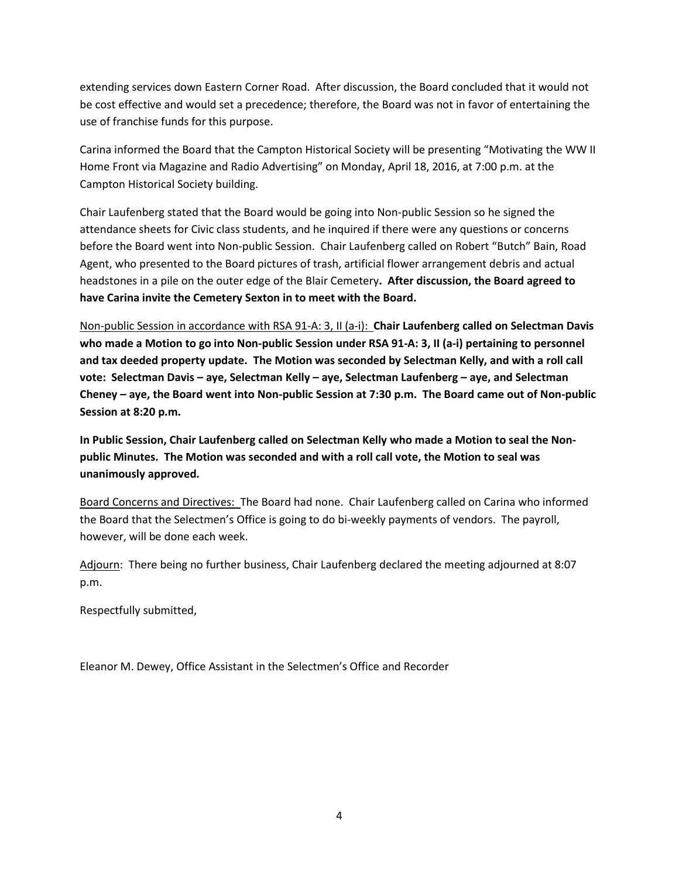extending services down Eastern Corner Road. After discussion, the Board concluded that it would not be cost effective and would set a precedence; therefore, the Board was not in favor of entertaining the use of franchise funds for this purpose.

Carina informed the Board that the Campton Historical Society will be presenting "Motivating the WW II Home Front via Magazine and Radio Advertising" on Monday, April 18, 2016, at 7:00 p.m. at the Campton Historical Society building.

Chair Laufenberg stated that the Board would be going into Non-public Session so he signed the attendance sheets for Civic class students, and he inquired if there were any questions or concerns before the Board went into Non-public Session. Chair Laufenberg called on Robert "Butch" Bain, Road Agent, who presented to the Board pictures of trash, artificial flower arrangement debris and actual headstones in a pile on the outer edge of the Blair Cemetery**. After discussion, the Board agreed to have Carina invite the Cemetery Sexton in to meet with the Board.**

Non-public Session in accordance with RSA 91-A: 3, II (a-i): **Chair Laufenberg called on Selectman Davis who made a Motion to go into Non-public Session under RSA 91-A: 3, II (a-i) pertaining to personnel and tax deeded property update. The Motion was seconded by Selectman Kelly, and with a roll call vote: Selectman Davis – aye, Selectman Kelly – aye, Selectman Laufenberg – aye, and Selectman Cheney – aye, the Board went into Non-public Session at 7:30 p.m. The Board came out of Non-public Session at 8:20 p.m.**

**In Public Session, Chair Laufenberg called on Selectman Kelly who made a Motion to seal the Non-public Minutes. The Motion was seconded and with a roll call vote, the Motion to seal was unanimously approved.**

Board Concerns and Directives: The Board had none. Chair Laufenberg called on Carina who informed the Board that the Selectmen's Office is going to do bi-weekly payments of vendors. The payroll, however, will be done each week.

Adjourn: There being no further business, Chair Laufenberg declared the meeting adjourned at 8:07 p.m.

Respectfully submitted,

Eleanor M. Dewey, Office Assistant in the Selectmen's Office and Recorder